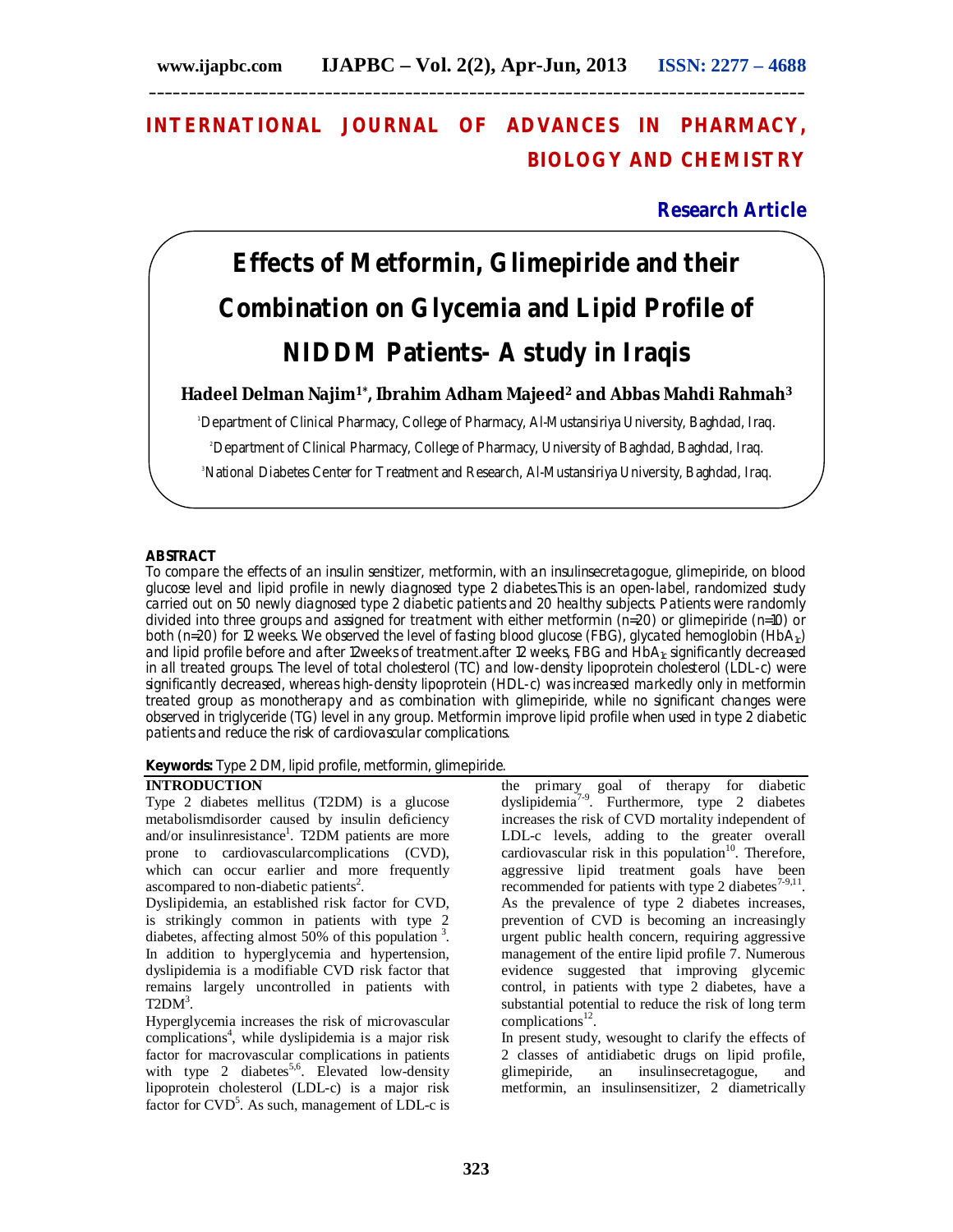# INTERNATIONAL JOURNAL OF ADVANCES IN PHARMACY, BIOLOGY AND CHEMISTRY

**Research Article**

# Effects of Metformin, Glimepiride and their Combination on Glycemia and Lipid Profile of NIDDM Patients- A study in Iraqis

**Hadeel Delman Najim[1*], Ibrahim Adham Majeed[2] and Abbas Mahdi Rahmah[3]**

[1]Department of Clinical Pharmacy, College of Pharmacy, Al-Mustansiriya University, Baghdad, Iraq.

[2]Department of Clinical Pharmacy, College of Pharmacy, University of Baghdad, Baghdad, Iraq.

[3]National Diabetes Center for Treatment and Research, Al-Mustansiriya University, Baghdad, Iraq.

## ABSTRACT

To compare the effects of an insulin sensitizer, metformin, with an insulinsecretagogue, glimepiride, on blood glucose level and lipid profile in newly diagnosed type 2 diabetes.This is an open-label, randomized study carried out on 50 newly diagnosed type 2 diabetic patients and 20 healthy subjects. Patients were randomly divided into three groups and assigned for treatment with either metformin (n=20) or glimepiride (n=10) or both (n=20) for 12 weeks. We observed the level of fasting blood glucose (FBG), glycated hemoglobin ($HbA_{1c}$) and lipid profile before and after 12weeks of treatment.after 12 weeks, FBG and $HbA_{1c}$ significantly decreased in all treated groups. The level of total cholesterol (TC) and low-density lipoprotein cholesterol (LDL-c) were significantly decreased, whereas high-density lipoprotein (HDL-c) was increased markedly only in metformin treated group as monotherapy and as combination with glimepiride, while no significant changes were observed in triglyceride (TG) level in any group. Metformin improve lipid profile when used in type 2 diabetic patients and reduce the risk of cardiovascular complications.

**Keywords:** Type 2 DM, lipid profile, metformin, glimepiride.

## INTRODUCTION

Type 2 diabetes mellitus (T2DM) is a glucose metabolismdisorder caused by insulin deficiency and/or insulinresistance[1]. T2DM patients are more prone to cardiovascularcomplications (CVD), which can occur earlier and more frequently ascompared to non-diabetic patients[2].

Dyslipidemia, an established risk factor for CVD, is strikingly common in patients with type 2 diabetes, affecting almost 50% of this population [3]. In addition to hyperglycemia and hypertension, dyslipidemia is a modifiable CVD risk factor that remains largely uncontrolled in patients with T2DM[3].

Hyperglycemia increases the risk of microvascular complications[4], while dyslipidemia is a major risk factor for macrovascular complications in patients with type 2 diabetes[5,6]. Elevated low-density lipoprotein cholesterol (LDL-c) is a major risk factor for CVD[5]. As such, management of LDL-c is the primary goal of therapy for diabetic dyslipidemia[7-9]. Furthermore, type 2 diabetes increases the risk of CVD mortality independent of LDL-c levels, adding to the greater overall cardiovascular risk in this population[10]. Therefore, aggressive lipid treatment goals have been recommended for patients with type 2 diabetes[7-9,11]. As the prevalence of type 2 diabetes increases, prevention of CVD is becoming an increasingly urgent public health concern, requiring aggressive management of the entire lipid profile 7. Numerous evidence suggested that improving glycemic control, in patients with type 2 diabetes, have a substantial potential to reduce the risk of long term complications[12].

In present study, wesought to clarify the effects of 2 classes of antidiabetic drugs on lipid profile, glimepiride, an insulinsecretagogue, and metformin, an insulinsensitizer, 2 diametrically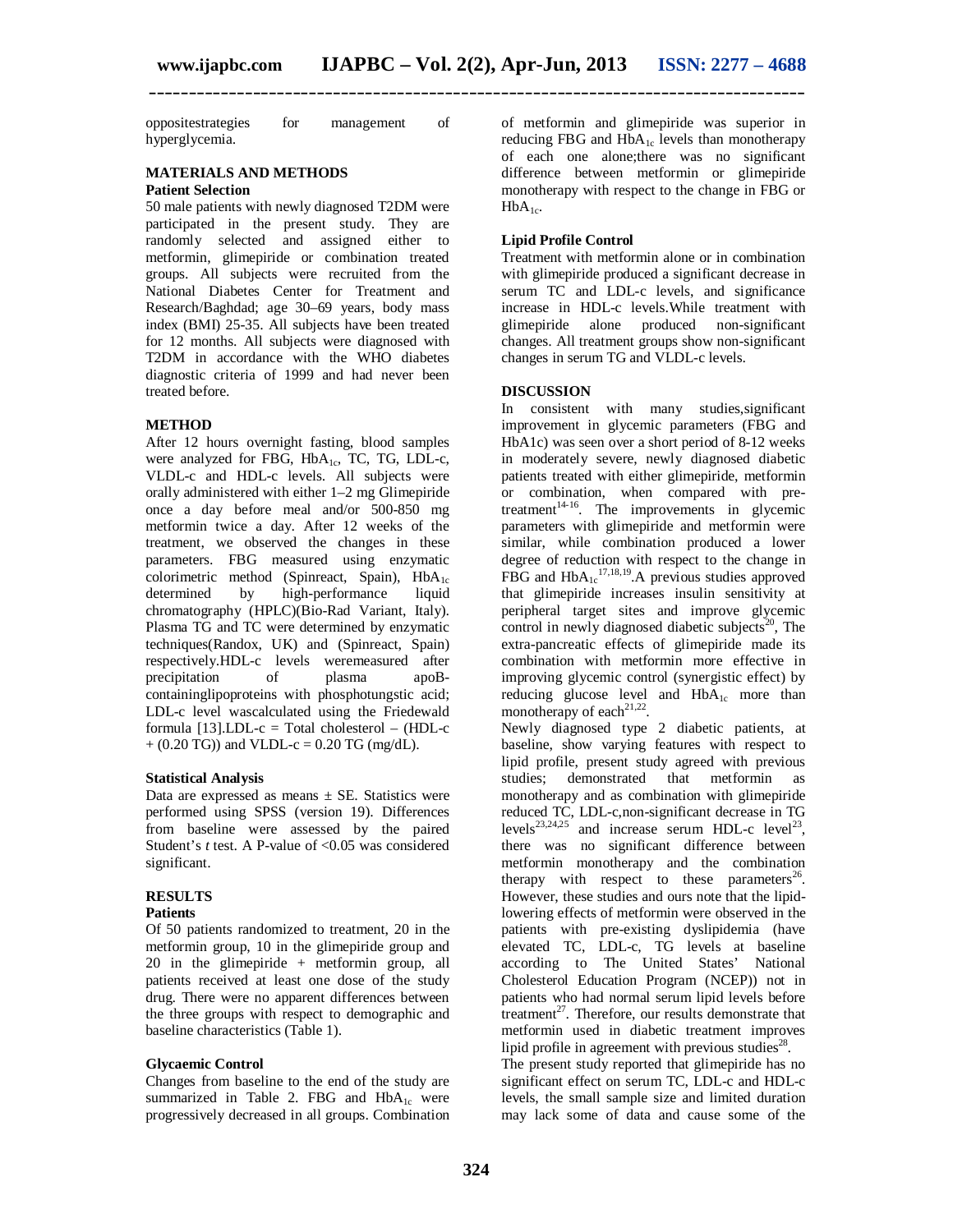oppositestrategies for management of hyperglycemia.

## MATERIALS AND METHODS

### Patient Selection

50 male patients with newly diagnosed T2DM were participated in the present study. They are randomly selected and assigned either to metformin, glimepiride or combination treated groups. All subjects were recruited from the National Diabetes Center for Treatment and Research/Baghdad; age 30–69 years, body mass index (BMI) 25-35. All subjects have been treated for 12 months. All subjects were diagnosed with T2DM in accordance with the WHO diabetes diagnostic criteria of 1999 and had never been treated before.

### METHOD

After 12 hours overnight fasting, blood samples were analyzed for FBG, $HbA_{1c}$, TC, TG, LDL-c, VLDL-c and HDL-c levels. All subjects were orally administered with either 1–2 mg Glimepiride once a day before meal and/or 500-850 mg metformin twice a day. After 12 weeks of the treatment, we observed the changes in these parameters. FBG measured using enzymatic colorimetric method (Spinreact, Spain), $HbA_{1c}$ determined by high-performance liquid chromatography (HPLC)(Bio-Rad Variant, Italy). Plasma TG and TC were determined by enzymatic techniques(Randox, UK) and (Spinreact, Spain) respectively.HDL-c levels weremeasured after precipitation of plasma apoB-containinglipoproteins with phosphotungstic acid; LDL-c level wascalculated using the Friedewald formula [13].LDL-c = Total cholesterol – (HDL-c + (0.20 TG)) and VLDL-c = 0.20 TG (mg/dL).

### Statistical Analysis

Data are expressed as means ± SE. Statistics were performed using SPSS (version 19). Differences from baseline were assessed by the paired Student's *t* test. A P-value of <0.05 was considered significant.

## RESULTS

### Patients

Of 50 patients randomized to treatment, 20 in the metformin group, 10 in the glimepiride group and 20 in the glimepiride + metformin group, all patients received at least one dose of the study drug. There were no apparent differences between the three groups with respect to demographic and baseline characteristics (Table 1).

### Glycaemic Control

Changes from baseline to the end of the study are summarized in Table 2. FBG and $HbA_{1c}$ were progressively decreased in all groups. Combination of metformin and glimepiride was superior in reducing FBG and $HbA_{1c}$ levels than monotherapy of each one alone;there was no significant difference between metformin or glimepiride monotherapy with respect to the change in FBG or $HbA_{1c}$.

### Lipid Profile Control

Treatment with metformin alone or in combination with glimepiride produced a significant decrease in serum TC and LDL-c levels, and significance increase in HDL-c levels.While treatment with glimepiride alone produced non-significant changes. All treatment groups show non-significant changes in serum TG and VLDL-c levels.

## DISCUSSION

In consistent with many studies,significant improvement in glycemic parameters (FBG and HbA1c) was seen over a short period of 8-12 weeks in moderately severe, newly diagnosed diabetic patients treated with either glimepiride, metformin or combination, when compared with pre-treatment[14-16]. The improvements in glycemic parameters with glimepiride and metformin were similar, while combination produced a lower degree of reduction with respect to the change in FBG and $HbA_{1c}$[17,18,19].A previous studies approved that glimepiride increases insulin sensitivity at peripheral target sites and improve glycemic control in newly diagnosed diabetic subjects[20], The extra-pancreatic effects of glimepiride made its combination with metformin more effective in improving glycemic control (synergistic effect) by reducing glucose level and $HbA_{1c}$ more than monotherapy of each[21,22].

Newly diagnosed type 2 diabetic patients, at baseline, show varying features with respect to lipid profile, present study agreed with previous studies; demonstrated that metformin as monotherapy and as combination with glimepiride reduced TC, LDL-c,non-significant decrease in TG levels[23,24,25] and increase serum HDL-c level[23], there was no significant difference between metformin monotherapy and the combination therapy with respect to these parameters[26]. However, these studies and ours note that the lipid-lowering effects of metformin were observed in the patients with pre-existing dyslipidemia (have elevated TC, LDL-c, TG levels at baseline according to The United States' National Cholesterol Education Program (NCEP)) not in patients who had normal serum lipid levels before treatment[27]. Therefore, our results demonstrate that metformin used in diabetic treatment improves lipid profile in agreement with previous studies[28].

The present study reported that glimepiride has no significant effect on serum TC, LDL-c and HDL-c levels, the small sample size and limited duration may lack some of data and cause some of the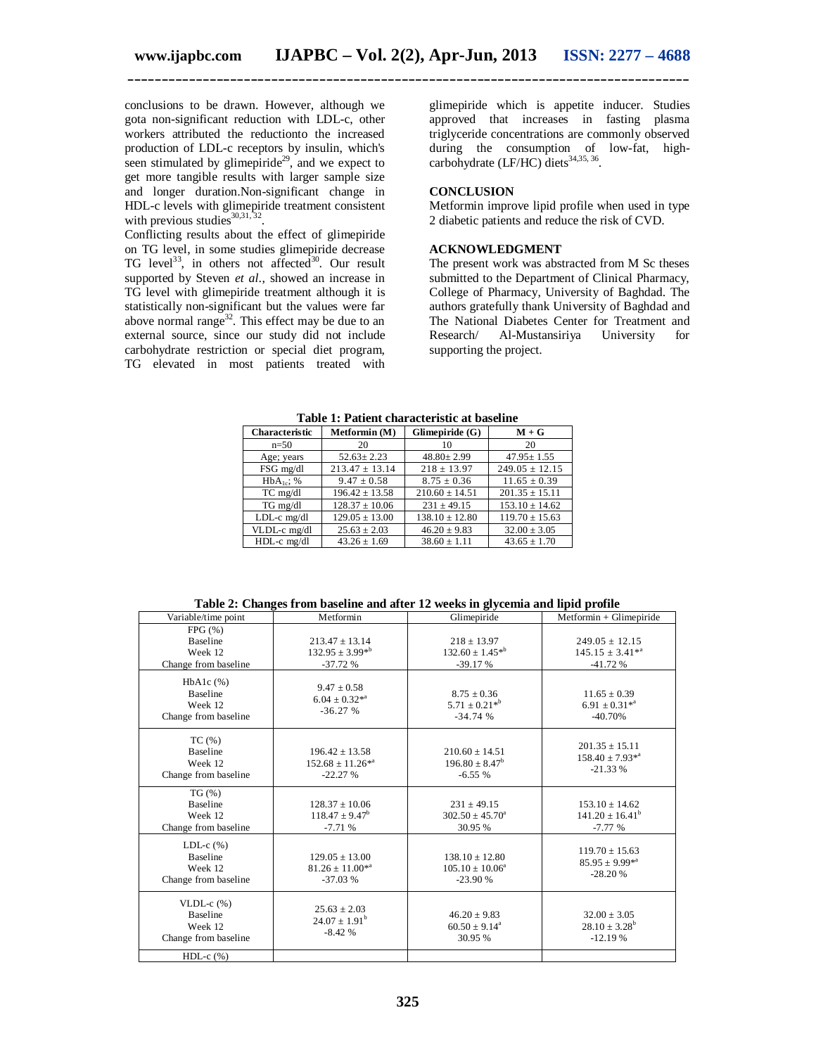conclusions to be drawn. However, although we gota non-significant reduction with LDL-c, other workers attributed the reductionto the increased production of LDL-c receptors by insulin, which's seen stimulated by glimepiride[29], and we expect to get more tangible results with larger sample size and longer duration.Non-significant change in HDL-c levels with glimepiride treatment consistent with previous studies[30,31,32].

Conflicting results about the effect of glimepiride on TG level, in some studies glimepiride decrease TG level[33], in others not affected[30]. Our result supported by Steven *et al*., showed an increase in TG level with glimepiride treatment although it is statistically non-significant but the values were far above normal range[32]. This effect may be due to an external source, since our study did not include carbohydrate restriction or special diet program, TG elevated in most patients treated with glimepiride which is appetite inducer. Studies approved that increases in fasting plasma triglyceride concentrations are commonly observed during the consumption of low-fat, high-carbohydrate (LF/HC) diets[34,35, 36].

## CONCLUSION

Metformin improve lipid profile when used in type 2 diabetic patients and reduce the risk of CVD.

## ACKNOWLEDGMENT

The present work was abstracted from M Sc theses submitted to the Department of Clinical Pharmacy, College of Pharmacy, University of Baghdad. The authors gratefully thank University of Baghdad and The National Diabetes Center for Treatment and Research/ Al-Mustansiriya University for supporting the project.

**Table 1: Patient characteristic at baseline**

| Characteristic | Metformin (M) | Glimepiride (G) | M + G |
|---|---|---|---|
| n=50 | 20 | 10 | 20 |
| Age; years | 52.63± 2.23 | 48.80± 2.99 | 47.95± 1.55 |
| FSG mg/dl | 213.47 ± 13.14 | 218 ± 13.97 | 249.05 ± 12.15 |
| $HbA_{1c}$; % | 9.47 ± 0.58 | 8.75 ± 0.36 | 11.65 ± 0.39 |
| TC mg/dl | 196.42 ± 13.58 | 210.60 ± 14.51 | 201.35 ± 15.11 |
| TG mg/dl | 128.37 ± 10.06 | 231 ± 49.15 | 153.10 ± 14.62 |
| LDL-c mg/dl | 129.05 ± 13.00 | 138.10 ± 12.80 | 119.70 ± 15.63 |
| VLDL-c mg/dl | 25.63 ± 2.03 | 46.20 ± 9.83 | 32.00 ± 3.05 |
| HDL-c mg/dl | 43.26 ± 1.69 | 38.60 ± 1.11 | 43.65 ± 1.70 |

**Table 2: Changes from baseline and after 12 weeks in glycemia and lipid profile**

| Variable/time point | Metformin | Glimepiride | Metformin + Glimepiride |
|---|---|---|---|
| FPG (%)<br>Baseline<br>Week 12<br>Change from baseline | 213.47 ± 13.14<br>132.95 ± 3.99*[b]<br>-37.72 % | 218 ± 13.97<br>132.60 ± 1.45*[b]<br>-39.17 % | 249.05 ± 12.15<br>145.15 ± 3.41*[a]<br>-41.72 % |
| HbA1c (%)<br>Baseline<br>Week 12<br>Change from baseline | 9.47 ± 0.58<br>6.04 ± 0.32*[a]<br>-36.27 % | 8.75 ± 0.36<br>5.71 ± 0.21*[b]<br>-34.74 % | 11.65 ± 0.39<br>6.91 ± 0.31*[a]<br>-40.70% |
| TC (%)<br>Baseline<br>Week 12<br>Change from baseline | 196.42 ± 13.58<br>152.68 ± 11.26*[a]<br>-22.27 % | 210.60 ± 14.51<br>196.80 ± 8.47[b]<br>-6.55 % | 201.35 ± 15.11<br>158.40 ± 7.93*[a]<br>-21.33 % |
| TG (%)<br>Baseline<br>Week 12<br>Change from baseline | 128.37 ± 10.06<br>118.47 ± 9.47[b]<br>-7.71 % | 231 ± 49.15<br>302.50 ± 45.70[a]<br>30.95 % | 153.10 ± 14.62<br>141.20 ± 16.41[b]<br>-7.77 % |
| LDL-c (%)<br>Baseline<br>Week 12<br>Change from baseline | 129.05 ± 13.00<br>81.26 ± 11.00*[a]<br>-37.03 % | 138.10 ± 12.80<br>105.10 ± 10.06[a]<br>-23.90 % | 119.70 ± 15.63<br>85.95 ± 9.99*[a]<br>-28.20 % |
| VLDL-c (%)<br>Baseline<br>Week 12<br>Change from baseline | 25.63 ± 2.03<br>24.07 ± 1.91[b]<br>-8.42 % | 46.20 ± 9.83<br>60.50 ± 9.14[a]<br>30.95 % | 32.00 ± 3.05<br>28.10 ± 3.28[b]<br>-12.19 % |
| HDL-c (%) | | | |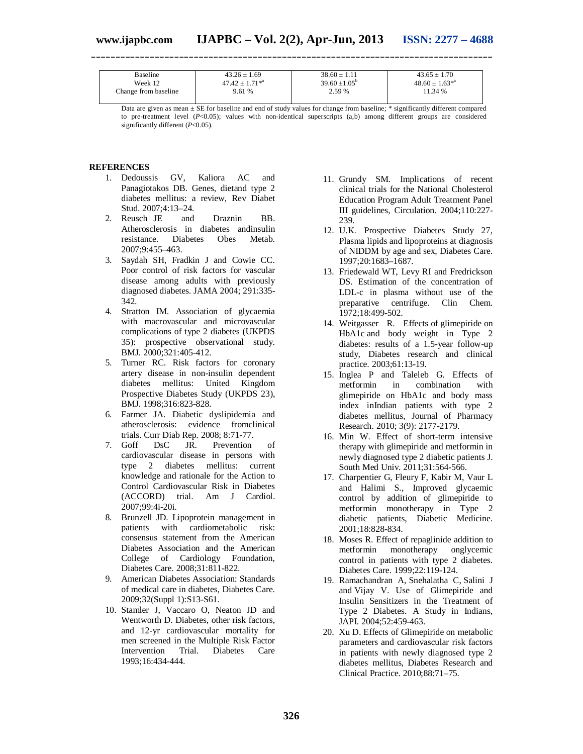| | | | |
|---|---|---|---|
| Baseline | 43.26 ± 1.69 | 38.60 ± 1.11 | 43.65 ± 1.70 |
| Week 12 | 47.42 ± 1.71*[a] | 39.60 ±1.05[b] | 48.60 ± 1.63*[a] |
| Change from baseline | 9.61 % | 2.59 % | 11.34 % |

Data are given as mean ± SE for baseline and end of study values for change from baseline; * significantly different compared to pre-treatment level (*P*<0.05); values with non-identical superscripts (a,b) among different groups are considered significantly different (*P*<0.05).

## REFERENCES

1. Dedoussis GV, Kaliora AC and Panagiotakos DB. Genes, dietand type 2 diabetes mellitus: a review, Rev Diabet Stud. 2007;4:13–24.
2. Reusch JE and Draznin BB. Atherosclerosis in diabetes andinsulin resistance. Diabetes Obes Metab. 2007;9:455–463.
3. Saydah SH, Fradkin J and Cowie CC. Poor control of risk factors for vascular disease among adults with previously diagnosed diabetes. JAMA 2004; 291:335-342.
4. Stratton IM. Association of glycaemia with macrovascular and microvascular complications of type 2 diabetes (UKPDS 35): prospective observational study. BMJ. 2000;321:405-412.
5. Turner RC. Risk factors for coronary artery disease in non-insulin dependent diabetes mellitus: United Kingdom Prospective Diabetes Study (UKPDS 23), BMJ. 1998;316:823-828.
6. Farmer JA. Diabetic dyslipidemia and atherosclerosis: evidence fromclinical trials. Curr Diab Rep. 2008; 8:71-77.
7. Goff DsC JR. Prevention of cardiovascular disease in persons with type 2 diabetes mellitus: current knowledge and rationale for the Action to Control Cardiovascular Risk in Diabetes (ACCORD) trial. Am J Cardiol. 2007;99:4i-20i.
8. Brunzell JD. Lipoprotein management in patients with cardiometabolic risk: consensus statement from the American Diabetes Association and the American College of Cardiology Foundation, Diabetes Care. 2008;31:811-822.
9. American Diabetes Association: Standards of medical care in diabetes, Diabetes Care. 2009;32(Suppl 1):S13-S61.
10. Stamler J, Vaccaro O, Neaton JD and Wentworth D. Diabetes, other risk factors, and 12-yr cardiovascular mortality for men screened in the Multiple Risk Factor Intervention Trial. Diabetes Care 1993;16:434-444.
11. Grundy SM. Implications of recent clinical trials for the National Cholesterol Education Program Adult Treatment Panel III guidelines, Circulation. 2004;110:227-239.
12. U.K. Prospective Diabetes Study 27, Plasma lipids and lipoproteins at diagnosis of NIDDM by age and sex, Diabetes Care. 1997;20:1683–1687.
13. Friedewald WT, Levy RI and Fredrickson DS. Estimation of the concentration of LDL-c in plasma without use of the preparative centrifuge. Clin Chem. 1972;18:499-502.
14. Weitgasser R. Effects of glimepiride on HbA1c and body weight in Type 2 diabetes: results of a 1.5-year follow-up study, Diabetes research and clinical practice. 2003;61:13-19.
15. Inglea P and Taleleb G. Effects of metformin in combination with glimepiride on HbA1c and body mass index inIndian patients with type 2 diabetes mellitus, Journal of Pharmacy Research. 2010; 3(9): 2177-2179.
16. Min W. Effect of short-term intensive therapy with glimepiride and metformin in newly diagnosed type 2 diabetic patients J. South Med Univ. 2011;31:564-566.
17. Charpentier G, Fleury F, Kabir M, Vaur L and Halimi S., Improved glycaemic control by addition of glimepiride to metformin monotherapy in Type 2 diabetic patients, Diabetic Medicine. 2001;18:828-834.
18. Moses R. Effect of repaglinide addition to metformin monotherapy onglycemic control in patients with type 2 diabetes. Diabetes Care. 1999;22:119-124.
19. Ramachandran A, Snehalatha C, Salini J and Vijay V. Use of Glimepiride and Insulin Sensitizers in the Treatment of Type 2 Diabetes. A Study in Indians, JAPI. 2004;52:459-463.
20. Xu D. Effects of Glimepiride on metabolic parameters and cardiovascular risk factors in patients with newly diagnosed type 2 diabetes mellitus, Diabetes Research and Clinical Practice. 2010;88:71–75.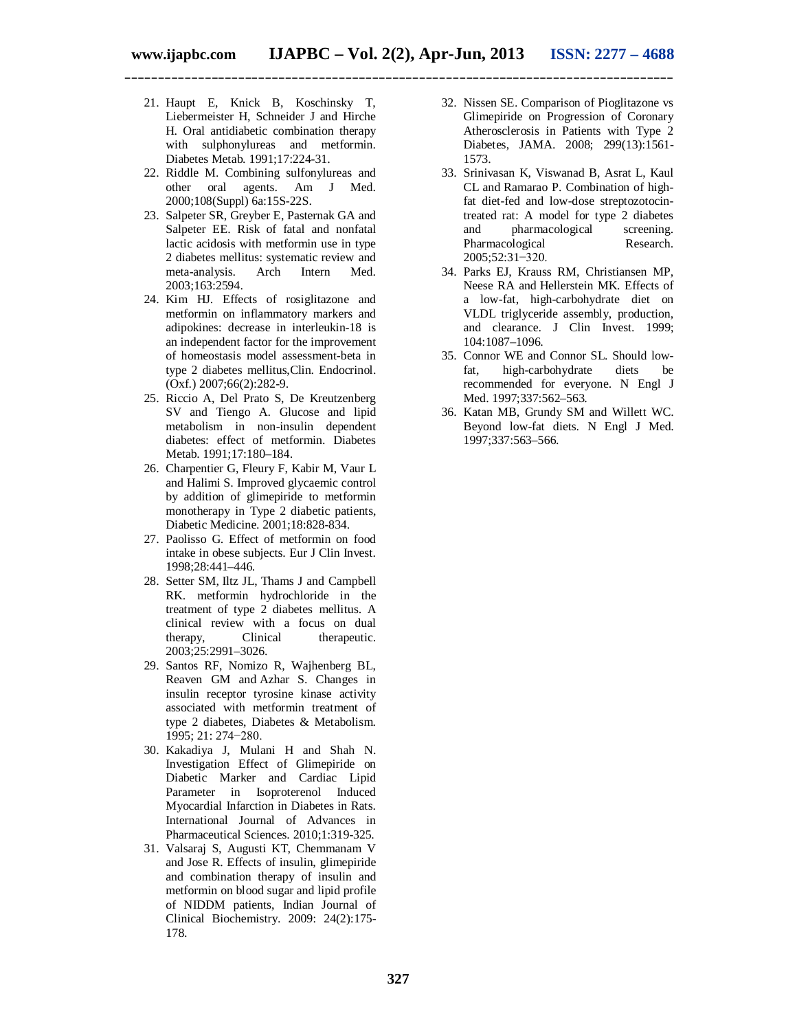21. Haupt E, Knick B, Koschinsky T, Liebermeister H, Schneider J and Hirche H. Oral antidiabetic combination therapy with sulphonylureas and metformin. Diabetes Metab. 1991;17:224-31.
22. Riddle M. Combining sulfonylureas and other oral agents. Am J Med. 2000;108(Suppl) 6a:15S-22S.
23. Salpeter SR, Greyber E, Pasternak GA and Salpeter EE. Risk of fatal and nonfatal lactic acidosis with metformin use in type 2 diabetes mellitus: systematic review and meta-analysis. Arch Intern Med. 2003;163:2594.
24. Kim HJ. Effects of rosiglitazone and metformin on inflammatory markers and adipokines: decrease in interleukin-18 is an independent factor for the improvement of homeostasis model assessment-beta in type 2 diabetes mellitus,Clin. Endocrinol. (Oxf.) 2007;66(2):282-9.
25. Riccio A, Del Prato S, De Kreutzenberg SV and Tiengo A. Glucose and lipid metabolism in non-insulin dependent diabetes: effect of metformin. Diabetes Metab. 1991;17:180–184.
26. Charpentier G, Fleury F, Kabir M, Vaur L and Halimi S. Improved glycaemic control by addition of glimepiride to metformin monotherapy in Type 2 diabetic patients, Diabetic Medicine. 2001;18:828-834.
27. Paolisso G. Effect of metformin on food intake in obese subjects. Eur J Clin Invest. 1998;28:441–446.
28. Setter SM, Iltz JL, Thams J and Campbell RK. metformin hydrochloride in the treatment of type 2 diabetes mellitus. A clinical review with a focus on dual therapy, Clinical therapeutic. 2003;25:2991–3026.
29. Santos RF, Nomizo R, Wajhenberg BL, Reaven GM and Azhar S. Changes in insulin receptor tyrosine kinase activity associated with metformin treatment of type 2 diabetes, Diabetes & Metabolism. 1995; 21: 274−280.
30. Kakadiya J, Mulani H and Shah N. Investigation Effect of Glimepiride on Diabetic Marker and Cardiac Lipid Parameter in Isoproterenol Induced Myocardial Infarction in Diabetes in Rats. International Journal of Advances in Pharmaceutical Sciences. 2010;1:319-325.
31. Valsaraj S, Augusti KT, Chemmanam V and Jose R. Effects of insulin, glimepiride and combination therapy of insulin and metformin on blood sugar and lipid profile of NIDDM patients, Indian Journal of Clinical Biochemistry. 2009: 24(2):175-178.
32. Nissen SE. Comparison of Pioglitazone vs Glimepiride on Progression of Coronary Atherosclerosis in Patients with Type 2 Diabetes, JAMA. 2008; 299(13):1561-1573.
33. Srinivasan K, Viswanad B, Asrat L, Kaul CL and Ramarao P. Combination of high-fat diet-fed and low-dose streptozotocin-treated rat: A model for type 2 diabetes and pharmacological screening. Pharmacological Research. 2005;52:31−320.
34. Parks EJ, Krauss RM, Christiansen MP, Neese RA and Hellerstein MK. Effects of a low-fat, high-carbohydrate diet on VLDL triglyceride assembly, production, and clearance. J Clin Invest. 1999; 104:1087–1096.
35. Connor WE and Connor SL. Should low-fat, high-carbohydrate diets be recommended for everyone. N Engl J Med. 1997;337:562–563.
36. Katan MB, Grundy SM and Willett WC. Beyond low-fat diets. N Engl J Med. 1997;337:563–566.